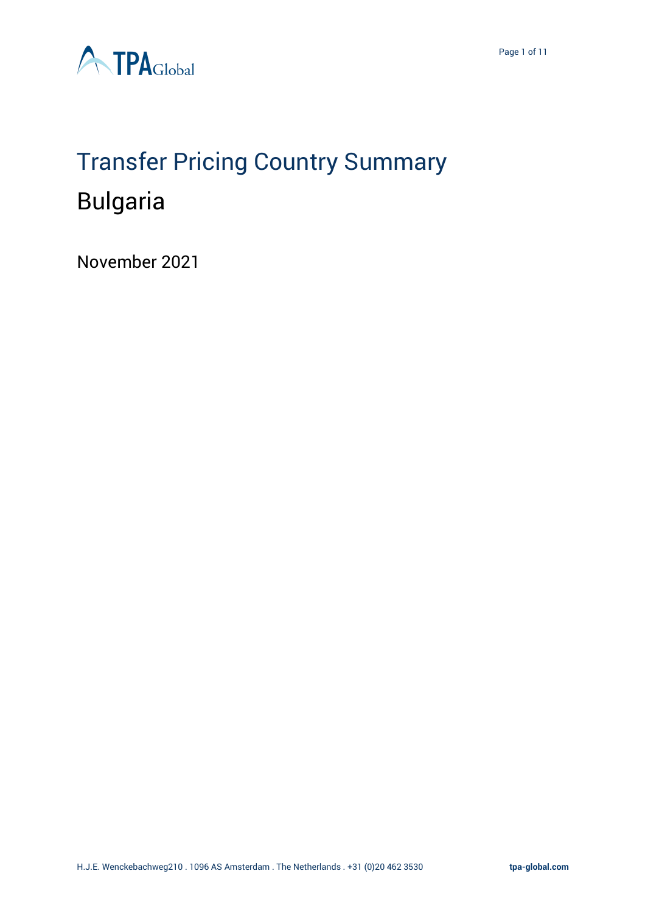# Transfer Pricing Country Summary

## Bulgaria

November 2021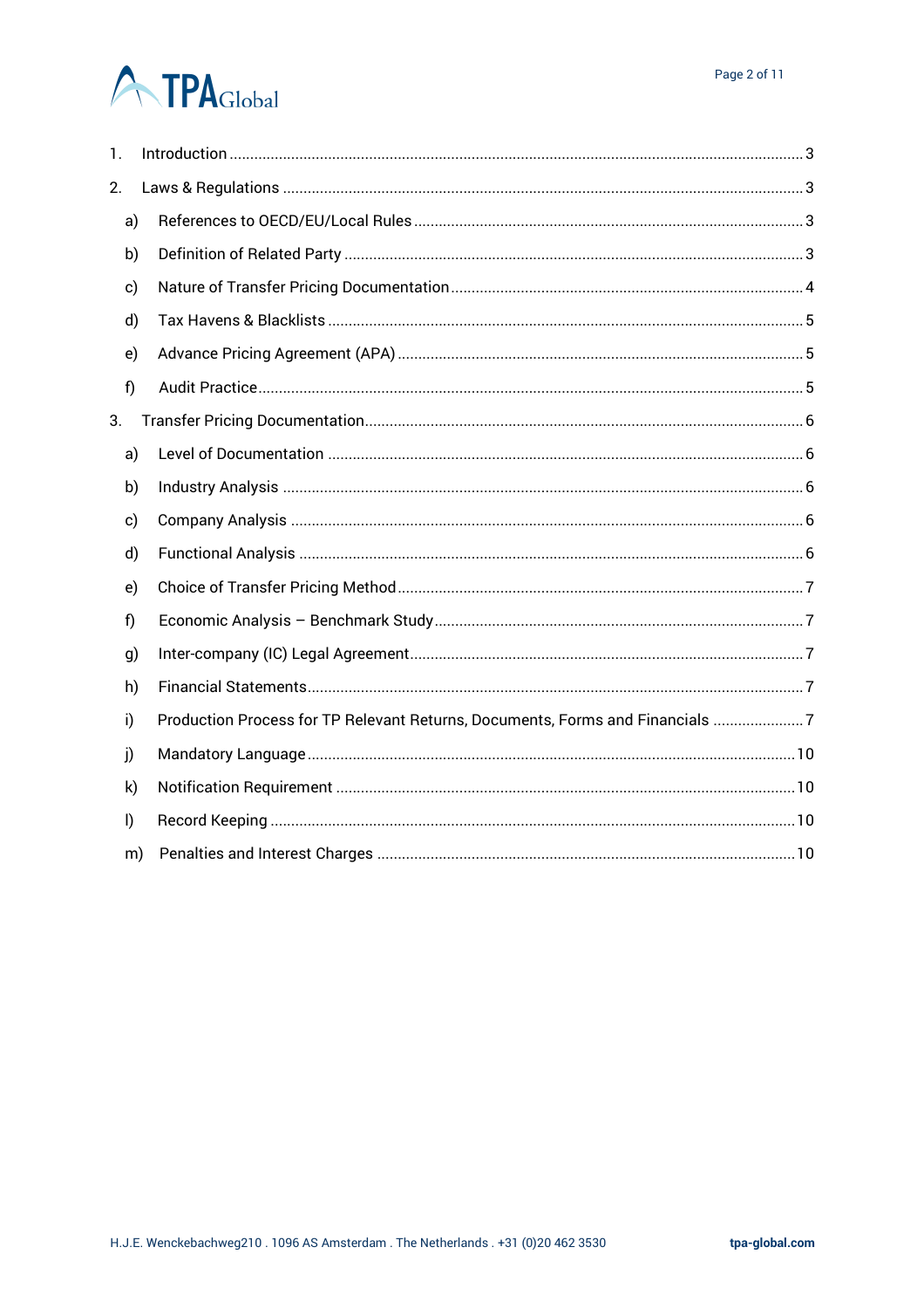1. Introduction ..... 3
2. Laws & Regulations ..... 3
   a) References to OECD/EU/Local Rules ..... 3
   b) Definition of Related Party ..... 3
   c) Nature of Transfer Pricing Documentation ..... 4
   d) Tax Havens & Blacklists ..... 5
   e) Advance Pricing Agreement (APA) ..... 5
   f) Audit Practice ..... 5
3. Transfer Pricing Documentation ..... 6
   a) Level of Documentation ..... 6
   b) Industry Analysis ..... 6
   c) Company Analysis ..... 6
   d) Functional Analysis ..... 6
   e) Choice of Transfer Pricing Method ..... 7
   f) Economic Analysis – Benchmark Study ..... 7
   g) Inter-company (IC) Legal Agreement ..... 7
   h) Financial Statements ..... 7
   i) Production Process for TP Relevant Returns, Documents, Forms and Financials ..... 7
   j) Mandatory Language ..... 10
   k) Notification Requirement ..... 10
   l) Record Keeping ..... 10
   m) Penalties and Interest Charges ..... 10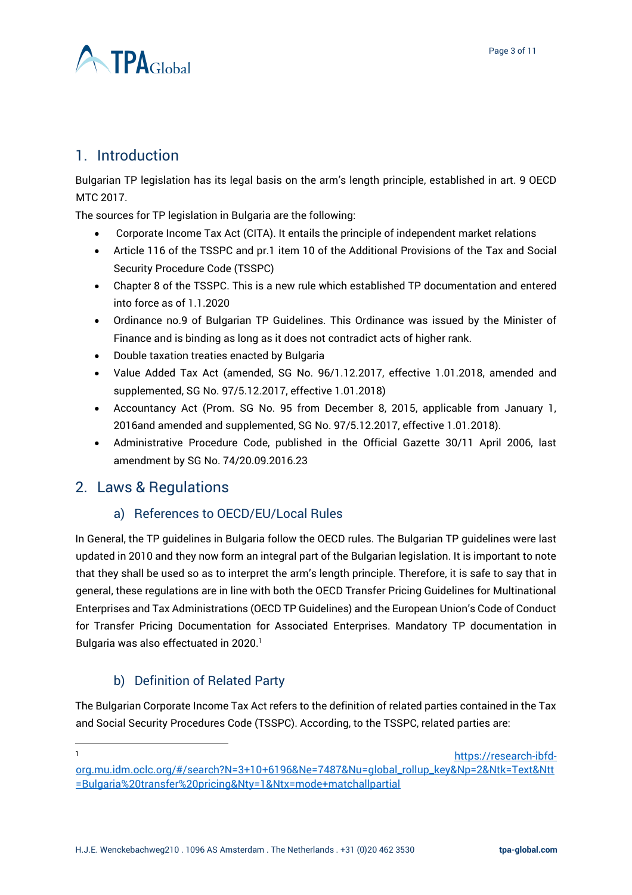## 1. Introduction

Bulgarian TP legislation has its legal basis on the arm's length principle, established in art. 9 OECD MTC 2017.

The sources for TP legislation in Bulgaria are the following:

- Corporate Income Tax Act (CITA). It entails the principle of independent market relations
- Article 116 of the TSSPC and pr.1 item 10 of the Additional Provisions of the Tax and Social Security Procedure Code (TSSPC)
- Chapter 8 of the TSSPC. This is a new rule which established TP documentation and entered into force as of 1.1.2020
- Ordinance no.9 of Bulgarian TP Guidelines. This Ordinance was issued by the Minister of Finance and is binding as long as it does not contradict acts of higher rank.
- Double taxation treaties enacted by Bulgaria
- Value Added Tax Act (amended, SG No. 96/1.12.2017, effective 1.01.2018, amended and supplemented, SG No. 97/5.12.2017, effective 1.01.2018)
- Accountancy Act (Prom. SG No. 95 from December 8, 2015, applicable from January 1, 2016and amended and supplemented, SG No. 97/5.12.2017, effective 1.01.2018).
- Administrative Procedure Code, published in the Official Gazette 30/11 April 2006, last amendment by SG No. 74/20.09.2016.23

## 2. Laws & Regulations

### a) References to OECD/EU/Local Rules

In General, the TP guidelines in Bulgaria follow the OECD rules. The Bulgarian TP guidelines were last updated in 2010 and they now form an integral part of the Bulgarian legislation. It is important to note that they shall be used so as to interpret the arm's length principle. Therefore, it is safe to say that in general, these regulations are in line with both the OECD Transfer Pricing Guidelines for Multinational Enterprises and Tax Administrations (OECD TP Guidelines) and the European Union's Code of Conduct for Transfer Pricing Documentation for Associated Enterprises. Mandatory TP documentation in Bulgaria was also effectuated in 2020.[1]

### b) Definition of Related Party

The Bulgarian Corporate Income Tax Act refers to the definition of related parties contained in the Tax and Social Security Procedures Code (TSSPC). According, to the TSSPC, related parties are:

---

[1] https://research-ibfd-org.mu.idm.oclc.org/#/search?N=3+10+6196&Ne=7487&Nu=global_rollup_key&Np=2&Ntk=Text&Ntt=Bulgaria%20transfer%20pricing&Nty=1&Ntx=mode+matchallpartial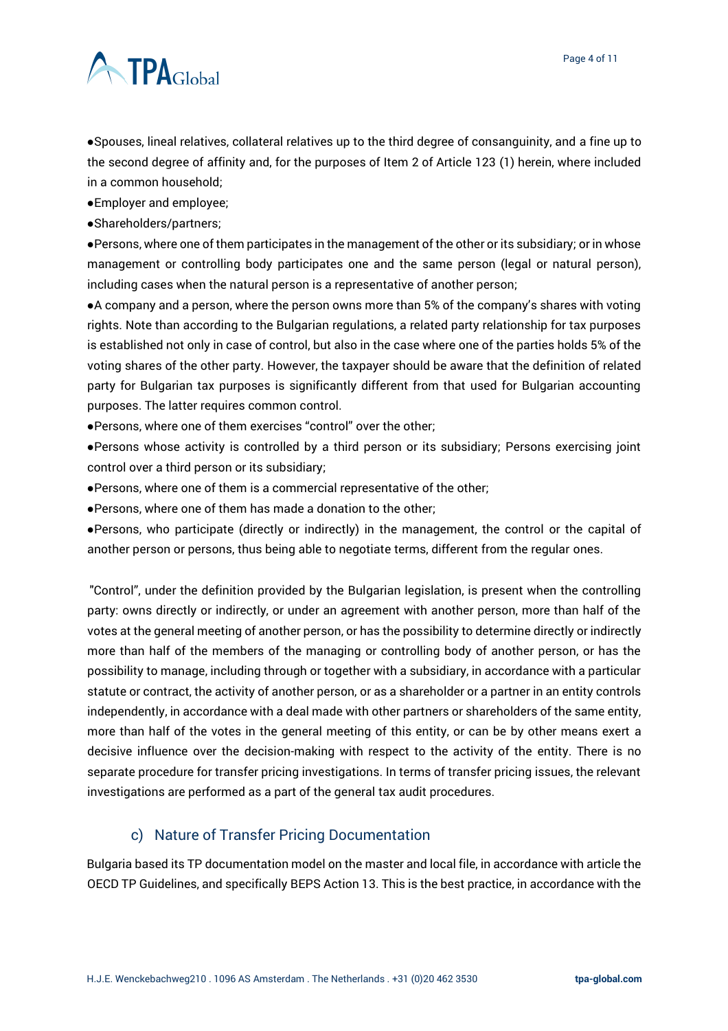- Spouses, lineal relatives, collateral relatives up to the third degree of consanguinity, and a fine up to the second degree of affinity and, for the purposes of Item 2 of Article 123 (1) herein, where included in a common household;
- Employer and employee;
- Shareholders/partners;
- Persons, where one of them participates in the management of the other or its subsidiary; or in whose management or controlling body participates one and the same person (legal or natural person), including cases when the natural person is a representative of another person;
- A company and a person, where the person owns more than 5% of the company's shares with voting rights. Note than according to the Bulgarian regulations, a related party relationship for tax purposes is established not only in case of control, but also in the case where one of the parties holds 5% of the voting shares of the other party. However, the taxpayer should be aware that the definition of related party for Bulgarian tax purposes is significantly different from that used for Bulgarian accounting purposes. The latter requires common control.
- Persons, where one of them exercises "control" over the other;
- Persons whose activity is controlled by a third person or its subsidiary; Persons exercising joint control over a third person or its subsidiary;
- Persons, where one of them is a commercial representative of the other;
- Persons, where one of them has made a donation to the other;
- Persons, who participate (directly or indirectly) in the management, the control or the capital of another person or persons, thus being able to negotiate terms, different from the regular ones.

"Control", under the definition provided by the Bulgarian legislation, is present when the controlling party: owns directly or indirectly, or under an agreement with another person, more than half of the votes at the general meeting of another person, or has the possibility to determine directly or indirectly more than half of the members of the managing or controlling body of another person, or has the possibility to manage, including through or together with a subsidiary, in accordance with a particular statute or contract, the activity of another person, or as a shareholder or a partner in an entity controls independently, in accordance with a deal made with other partners or shareholders of the same entity, more than half of the votes in the general meeting of this entity, or can be by other means exert a decisive influence over the decision-making with respect to the activity of the entity. There is no separate procedure for transfer pricing investigations. In terms of transfer pricing issues, the relevant investigations are performed as a part of the general tax audit procedures.

## c) Nature of Transfer Pricing Documentation

Bulgaria based its TP documentation model on the master and local file, in accordance with article the OECD TP Guidelines, and specifically BEPS Action 13. This is the best practice, in accordance with the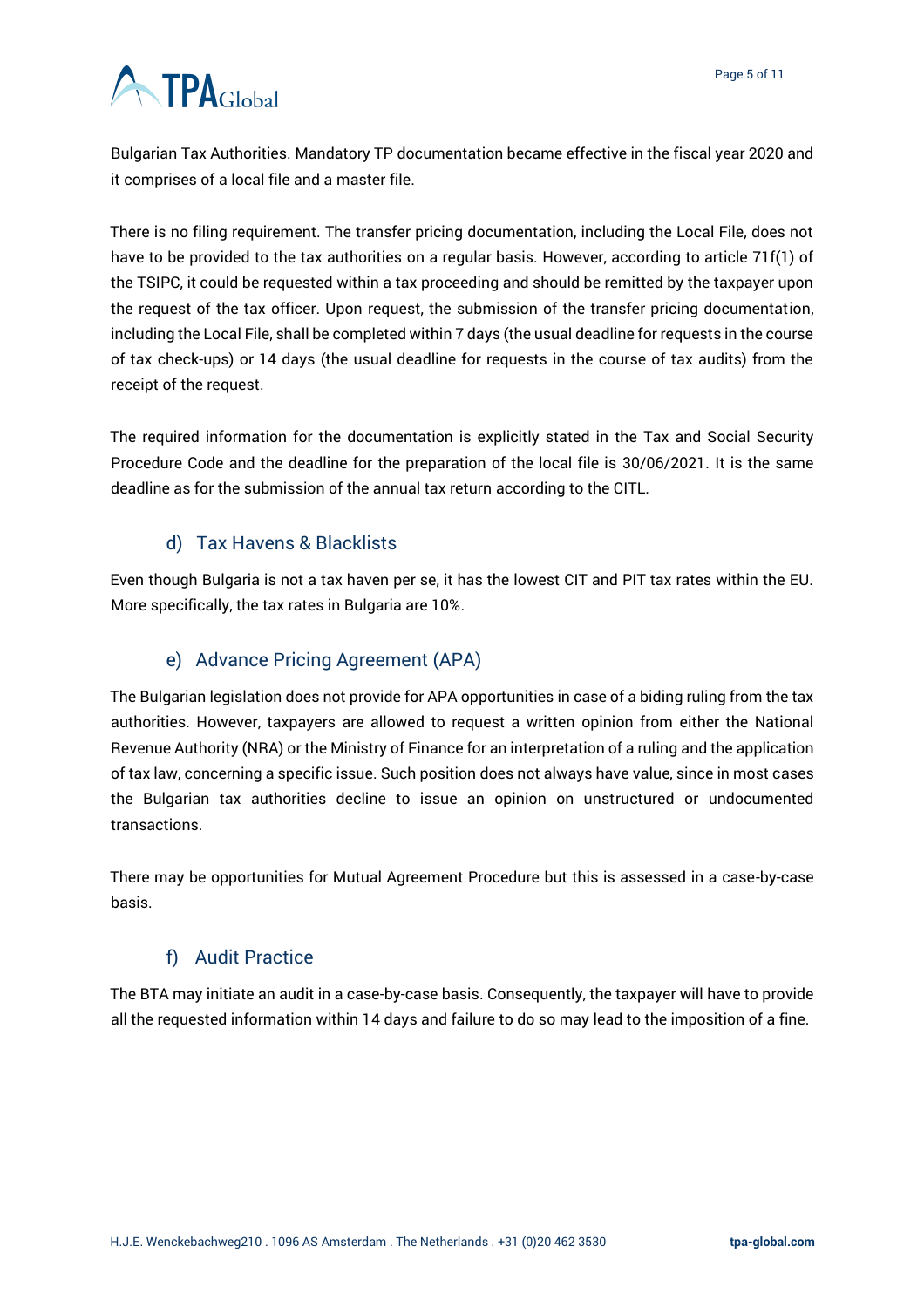Bulgarian Tax Authorities. Mandatory TP documentation became effective in the fiscal year 2020 and it comprises of a local file and a master file.

There is no filing requirement. The transfer pricing documentation, including the Local File, does not have to be provided to the tax authorities on a regular basis. However, according to article 71f(1) of the TSIPC, it could be requested within a tax proceeding and should be remitted by the taxpayer upon the request of the tax officer. Upon request, the submission of the transfer pricing documentation, including the Local File, shall be completed within 7 days (the usual deadline for requests in the course of tax check-ups) or 14 days (the usual deadline for requests in the course of tax audits) from the receipt of the request.

The required information for the documentation is explicitly stated in the Tax and Social Security Procedure Code and the deadline for the preparation of the local file is 30/06/2021. It is the same deadline as for the submission of the annual tax return according to the CITL.

### d) Tax Havens & Blacklists

Even though Bulgaria is not a tax haven per se, it has the lowest CIT and PIT tax rates within the EU. More specifically, the tax rates in Bulgaria are 10%.

### e) Advance Pricing Agreement (APA)

The Bulgarian legislation does not provide for APA opportunities in case of a biding ruling from the tax authorities. However, taxpayers are allowed to request a written opinion from either the National Revenue Authority (NRA) or the Ministry of Finance for an interpretation of a ruling and the application of tax law, concerning a specific issue. Such position does not always have value, since in most cases the Bulgarian tax authorities decline to issue an opinion on unstructured or undocumented transactions.

There may be opportunities for Mutual Agreement Procedure but this is assessed in a case-by-case basis.

### f) Audit Practice

The BTA may initiate an audit in a case-by-case basis. Consequently, the taxpayer will have to provide all the requested information within 14 days and failure to do so may lead to the imposition of a fine.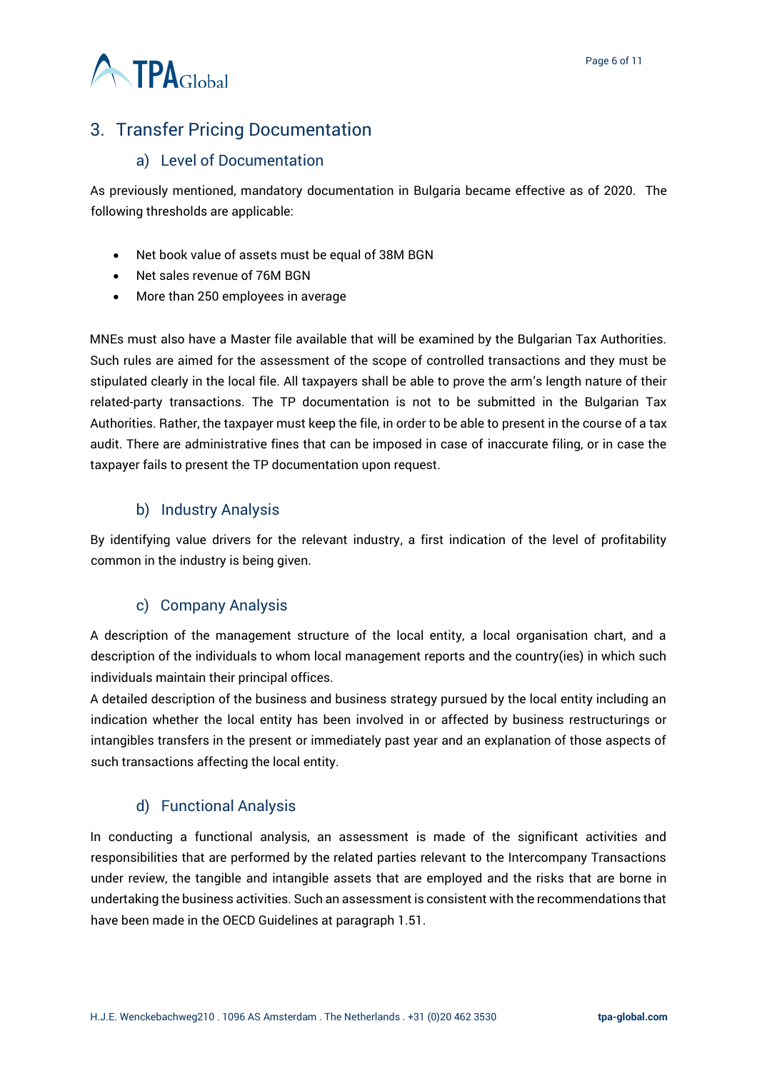## 3. Transfer Pricing Documentation

### a) Level of Documentation

As previously mentioned, mandatory documentation in Bulgaria became effective as of 2020. The following thresholds are applicable:

- Net book value of assets must be equal of 38M BGN
- Net sales revenue of 76M BGN
- More than 250 employees in average

MNEs must also have a Master file available that will be examined by the Bulgarian Tax Authorities. Such rules are aimed for the assessment of the scope of controlled transactions and they must be stipulated clearly in the local file. All taxpayers shall be able to prove the arm's length nature of their related-party transactions. The TP documentation is not to be submitted in the Bulgarian Tax Authorities. Rather, the taxpayer must keep the file, in order to be able to present in the course of a tax audit. There are administrative fines that can be imposed in case of inaccurate filing, or in case the taxpayer fails to present the TP documentation upon request.

### b) Industry Analysis

By identifying value drivers for the relevant industry, a first indication of the level of profitability common in the industry is being given.

### c) Company Analysis

A description of the management structure of the local entity, a local organisation chart, and a description of the individuals to whom local management reports and the country(ies) in which such individuals maintain their principal offices.

A detailed description of the business and business strategy pursued by the local entity including an indication whether the local entity has been involved in or affected by business restructurings or intangibles transfers in the present or immediately past year and an explanation of those aspects of such transactions affecting the local entity.

### d) Functional Analysis

In conducting a functional analysis, an assessment is made of the significant activities and responsibilities that are performed by the related parties relevant to the Intercompany Transactions under review, the tangible and intangible assets that are employed and the risks that are borne in undertaking the business activities. Such an assessment is consistent with the recommendations that have been made in the OECD Guidelines at paragraph 1.51.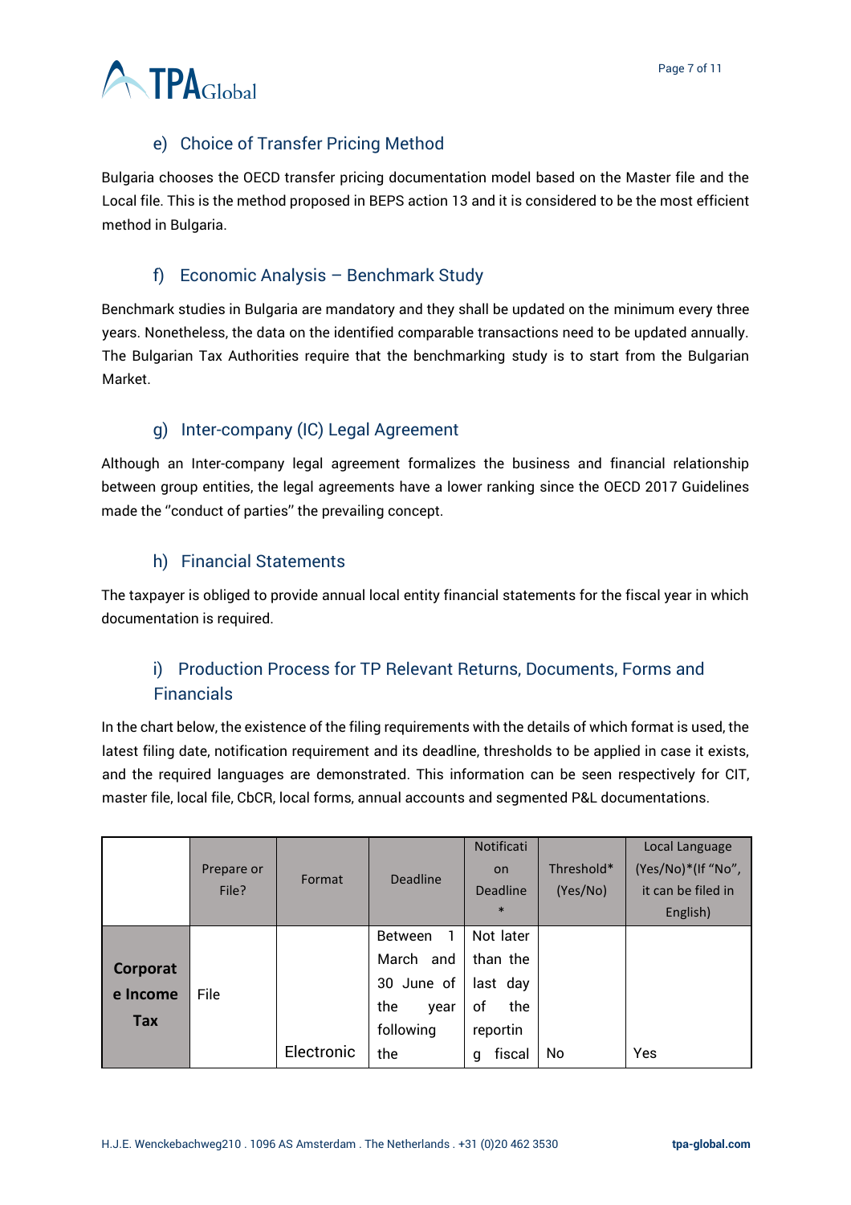### e) Choice of Transfer Pricing Method

Bulgaria chooses the OECD transfer pricing documentation model based on the Master file and the Local file. This is the method proposed in BEPS action 13 and it is considered to be the most efficient method in Bulgaria.

### f) Economic Analysis – Benchmark Study

Benchmark studies in Bulgaria are mandatory and they shall be updated on the minimum every three years. Nonetheless, the data on the identified comparable transactions need to be updated annually. The Bulgarian Tax Authorities require that the benchmarking study is to start from the Bulgarian Market.

### g) Inter-company (IC) Legal Agreement

Although an Inter-company legal agreement formalizes the business and financial relationship between group entities, the legal agreements have a lower ranking since the OECD 2017 Guidelines made the ''conduct of parties'' the prevailing concept.

### h) Financial Statements

The taxpayer is obliged to provide annual local entity financial statements for the fiscal year in which documentation is required.

### i) Production Process for TP Relevant Returns, Documents, Forms and Financials

In the chart below, the existence of the filing requirements with the details of which format is used, the latest filing date, notification requirement and its deadline, thresholds to be applied in case it exists, and the required languages are demonstrated. This information can be seen respectively for CIT, master file, local file, CbCR, local forms, annual accounts and segmented P&L documentations.

| | Prepare or File? | Format | Deadline | Notification Deadline * | Threshold* (Yes/No) | Local Language (Yes/No)*(If "No", it can be filed in English) |
|---|---|---|---|---|---|---|
| **Corporate Income Tax** | File | Electronic | Between 1 March and 30 June of the year following the | Not later than the last day of the reporting fiscal | No | Yes |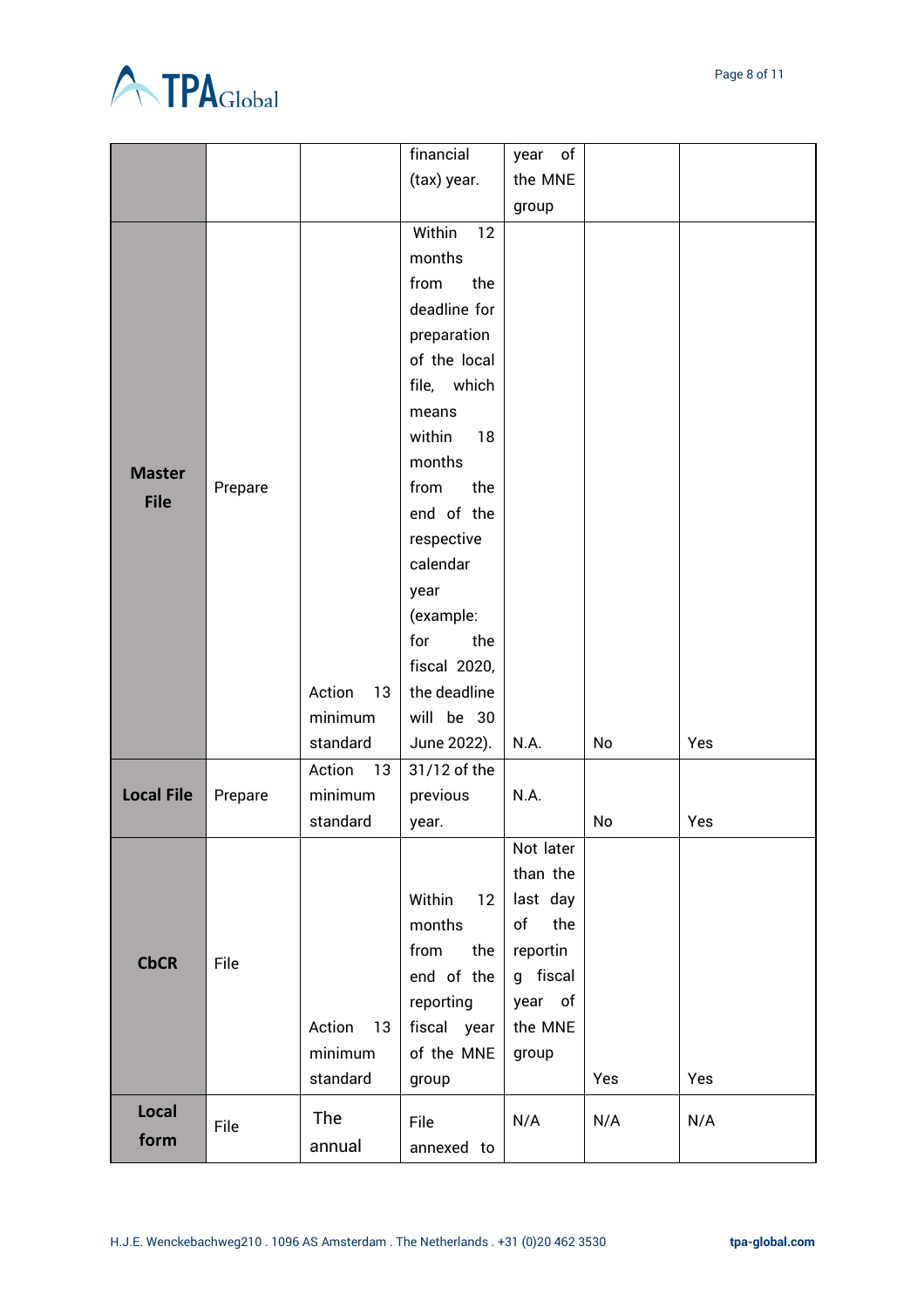| | | | | | | |
|---|---|---|---|---|---|---|
| | | | financial (tax) year. | year of the MNE group | | |
| **Master File** | Prepare | Action 13 minimum standard | Within 12 months from the deadline for preparation of the local file, which means within 18 months from the end of the respective calendar year (example: for the fiscal 2020, the deadline will be 30 June 2022). | N.A. | No | Yes |
| **Local File** | Prepare | Action 13 minimum standard | 31/12 of the previous year. | N.A. | No | Yes |
| **CbCR** | File | Action 13 minimum standard | Within 12 months from the end of the reporting fiscal year of the MNE group | Not later than the last day of the reporting fiscal year of the MNE group | Yes | Yes |
| **Local form** | File | The annual | File annexed to | N/A | N/A | N/A |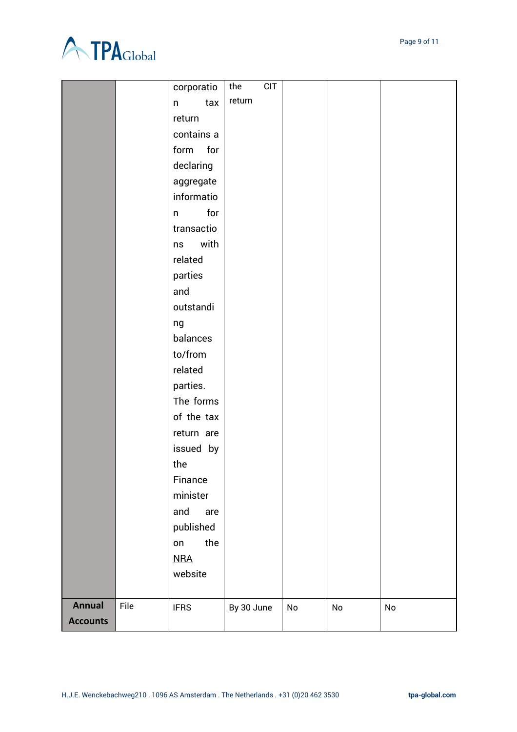| | | | | | | |
|---|---|---|---|---|---|---|
| | | corporation tax return contains a form for declaring aggregate information for transactions with related parties and outstanding balances to/from related parties. The forms of the tax return are issued by the Finance minister and are published on the NRA website | the CIT return | | | |
| **Annual Accounts** | File | IFRS | By 30 June | No | No | No |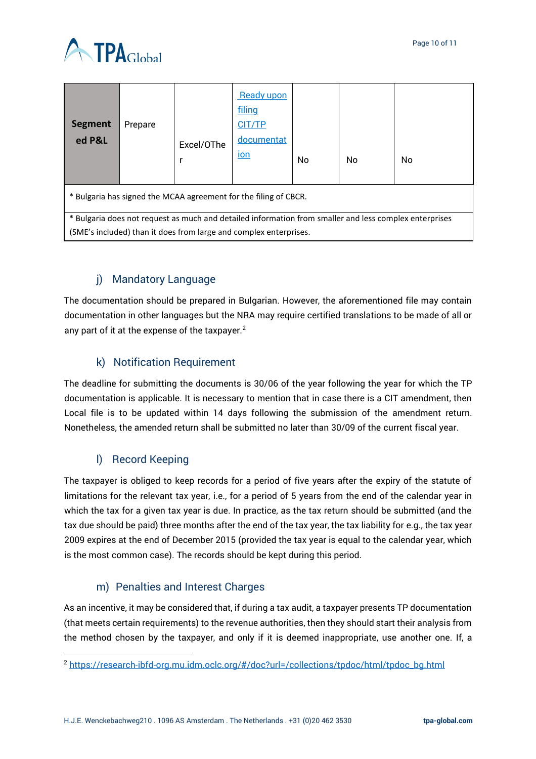| **Segmented P&L** | Prepare | Excel/Other | [Ready upon filing CIT/TP documentation]() | No | No | No |
|---|---|---|---|---|---|---|
| * Bulgaria has signed the MCAA agreement for the filing of CBCR. | | | | | | |
| * Bulgaria does not request as much and detailed information from smaller and less complex enterprises (SME's included) than it does from large and complex enterprises. | | | | | | |

## j) Mandatory Language

The documentation should be prepared in Bulgarian. However, the aforementioned file may contain documentation in other languages but the NRA may require certified translations to be made of all or any part of it at the expense of the taxpayer.[2]

## k) Notification Requirement

The deadline for submitting the documents is 30/06 of the year following the year for which the TP documentation is applicable. It is necessary to mention that in case there is a CIT amendment, then Local file is to be updated within 14 days following the submission of the amendment return. Nonetheless, the amended return shall be submitted no later than 30/09 of the current fiscal year.

## l) Record Keeping

The taxpayer is obliged to keep records for a period of five years after the expiry of the statute of limitations for the relevant tax year, i.e., for a period of 5 years from the end of the calendar year in which the tax for a given tax year is due. In practice, as the tax return should be submitted (and the tax due should be paid) three months after the end of the tax year, the tax liability for e.g., the tax year 2009 expires at the end of December 2015 (provided the tax year is equal to the calendar year, which is the most common case). The records should be kept during this period.

## m) Penalties and Interest Charges

As an incentive, it may be considered that, if during a tax audit, a taxpayer presents TP documentation (that meets certain requirements) to the revenue authorities, then they should start their analysis from the method chosen by the taxpayer, and only if it is deemed inappropriate, use another one. If, a

[2] https://research-ibfd-org.mu.idm.oclc.org/#/doc?url=/collections/tpdoc/html/tpdoc_bg.html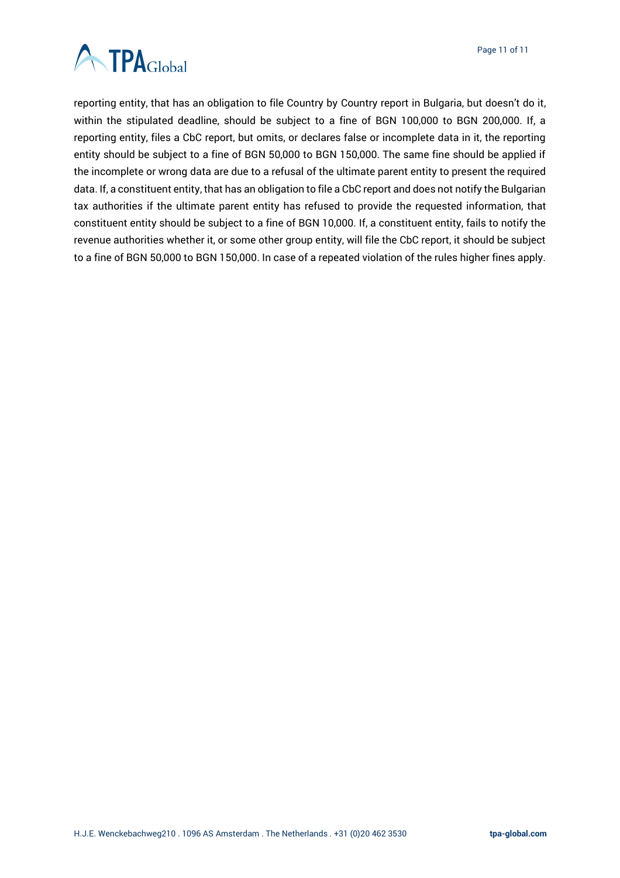reporting entity, that has an obligation to file Country by Country report in Bulgaria, but doesn't do it, within the stipulated deadline, should be subject to a fine of BGN 100,000 to BGN 200,000. If, a reporting entity, files a CbC report, but omits, or declares false or incomplete data in it, the reporting entity should be subject to a fine of BGN 50,000 to BGN 150,000. The same fine should be applied if the incomplete or wrong data are due to a refusal of the ultimate parent entity to present the required data. If, a constituent entity, that has an obligation to file a CbC report and does not notify the Bulgarian tax authorities if the ultimate parent entity has refused to provide the requested information, that constituent entity should be subject to a fine of BGN 10,000. If, a constituent entity, fails to notify the revenue authorities whether it, or some other group entity, will file the CbC report, it should be subject to a fine of BGN 50,000 to BGN 150,000. In case of a repeated violation of the rules higher fines apply.